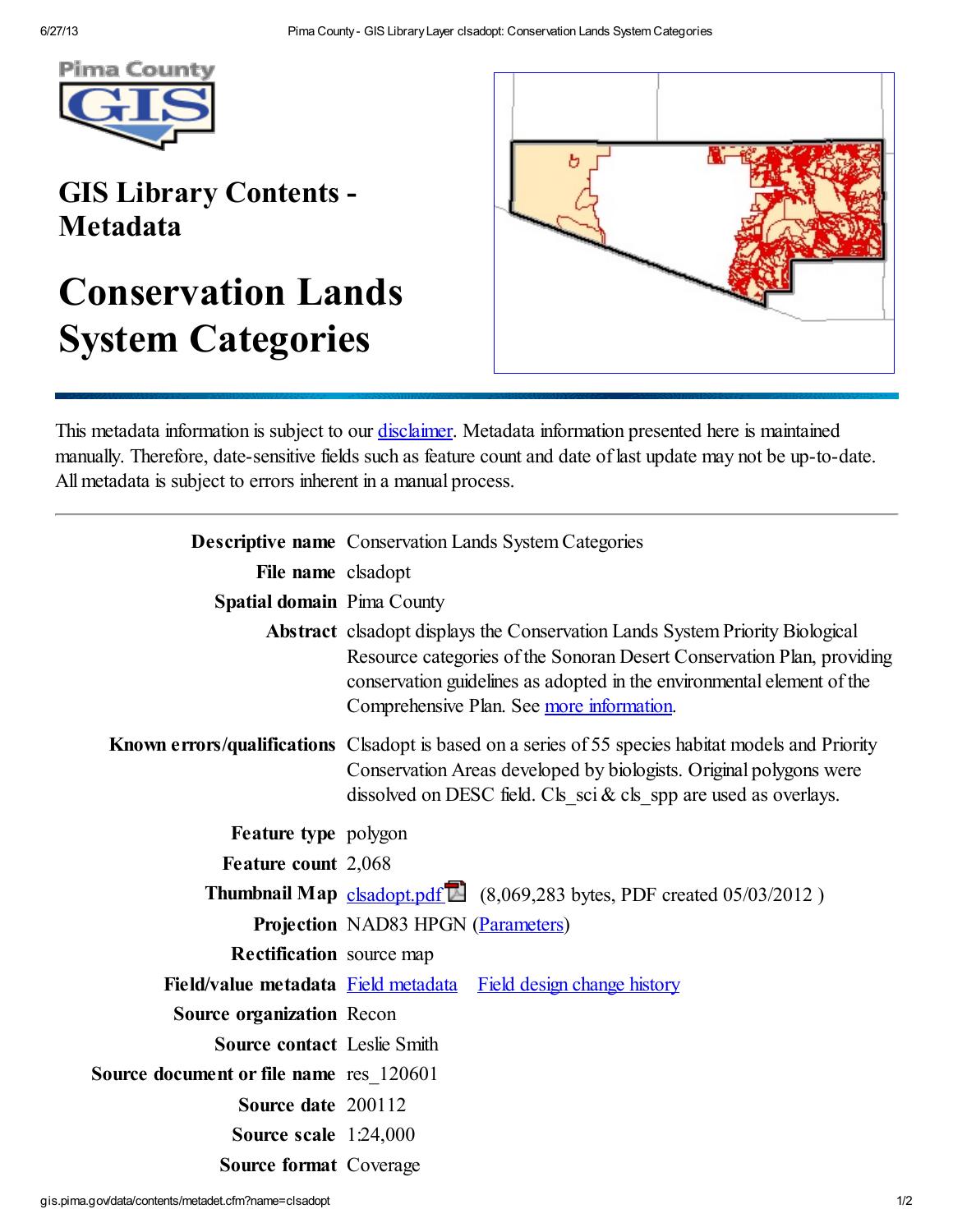# GIS Library Contents - Metadata

# Conservation Lands System Categories

This metadata information is subject to our disclaimer. Metadata information presented here is maintained manually. Therefore, date-sensitive fields such as feature count and date of last update may not be up-to-date. All metadata is subject to errors inherent in a manual process.

| | |
|---|---|
| **Descriptive name** | Conservation Lands System Categories |
| **File name** | clsadopt |
| **Spatial domain** | Pima County |
| **Abstract** | clsadopt displays the Conservation Lands System Priority Biological Resource categories of the Sonoran Desert Conservation Plan, providing conservation guidelines as adopted in the environmental element of the Comprehensive Plan. See more information. |
| **Known errors/qualifications** | Clsadopt is based on a series of 55 species habitat models and Priority Conservation Areas developed by biologists. Original polygons were dissolved on DESC field. Cls_sci & cls_spp are used as overlays. |
| **Feature type** | polygon |
| **Feature count** | 2,068 |
| **Thumbnail Map** | clsadopt.pdf (8,069,283 bytes, PDF created 05/03/2012 ) |
| **Projection** | NAD83 HPGN (Parameters) |
| **Rectification** | source map |
| **Field/value metadata** | Field metadata   Field design change history |
| **Source organization** | Recon |
| **Source contact** | Leslie Smith |
| **Source document or file name** | res_120601 |
| **Source date** | 200112 |
| **Source scale** | 1:24,000 |
| **Source format** | Coverage |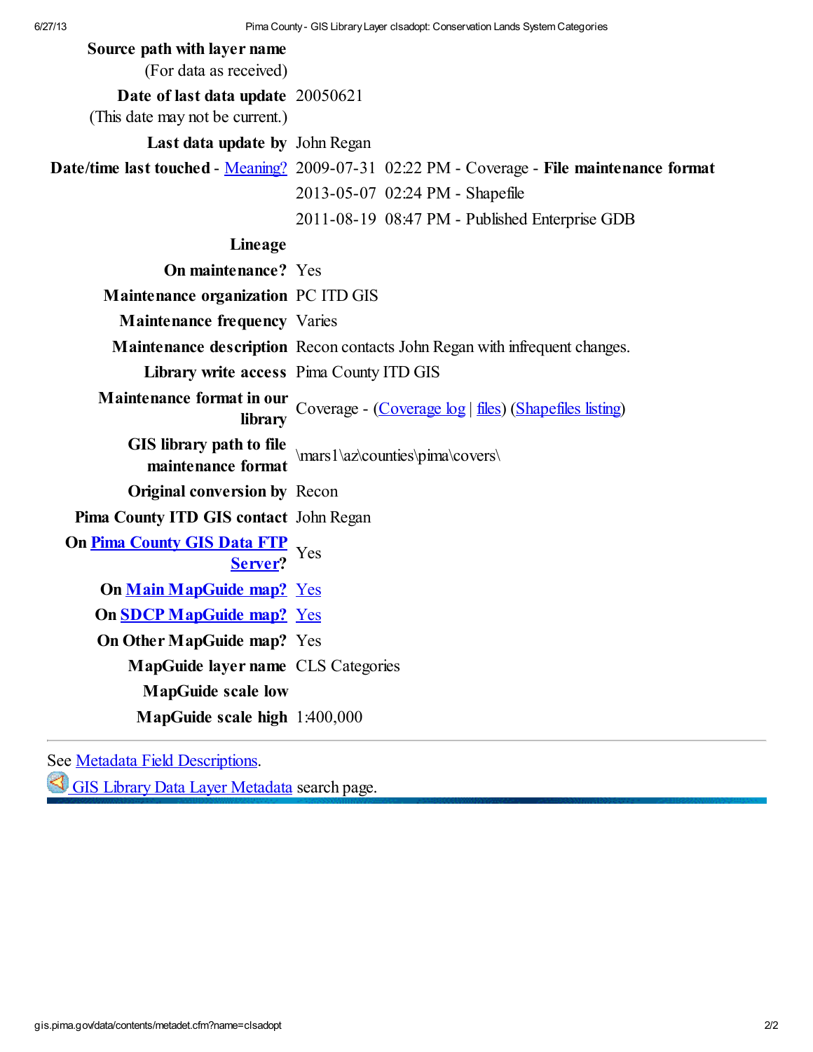| | |
|---|---|
| **Source path with layer name** (For data as received) | |
| **Date of last data update** (This date may not be current.) | 20050621 |
| **Last data update by** | John Regan |
| **Date/time last touched** - Meaning? | 2009-07-31 02:22 PM - Coverage - **File maintenance format**<br>2013-05-07 02:24 PM - Shapefile<br>2011-08-19 08:47 PM - Published Enterprise GDB |
| **Lineage** | |
| **On maintenance?** | Yes |
| **Maintenance organization** | PC ITD GIS |
| **Maintenance frequency** | Varies |
| **Maintenance description** | Recon contacts John Regan with infrequent changes. |
| **Library write access** | Pima County ITD GIS |
| **Maintenance format in our library** | Coverage - (Coverage log \| files) (Shapefiles listing) |
| **GIS library path to file maintenance format** | \mars1\az\counties\pima\covers\ |
| **Original conversion by** | Recon |
| **Pima County ITD GIS contact** | John Regan |
| **On Pima County GIS Data FTP Server?** | Yes |
| **On Main MapGuide map?** | Yes |
| **On SDCP MapGuide map?** | Yes |
| **On Other MapGuide map?** | Yes |
| **MapGuide layer name** | CLS Categories |
| **MapGuide scale low** | |
| **MapGuide scale high** | 1:400,000 |

---

See Metadata Field Descriptions.

GIS Library Data Layer Metadata search page.